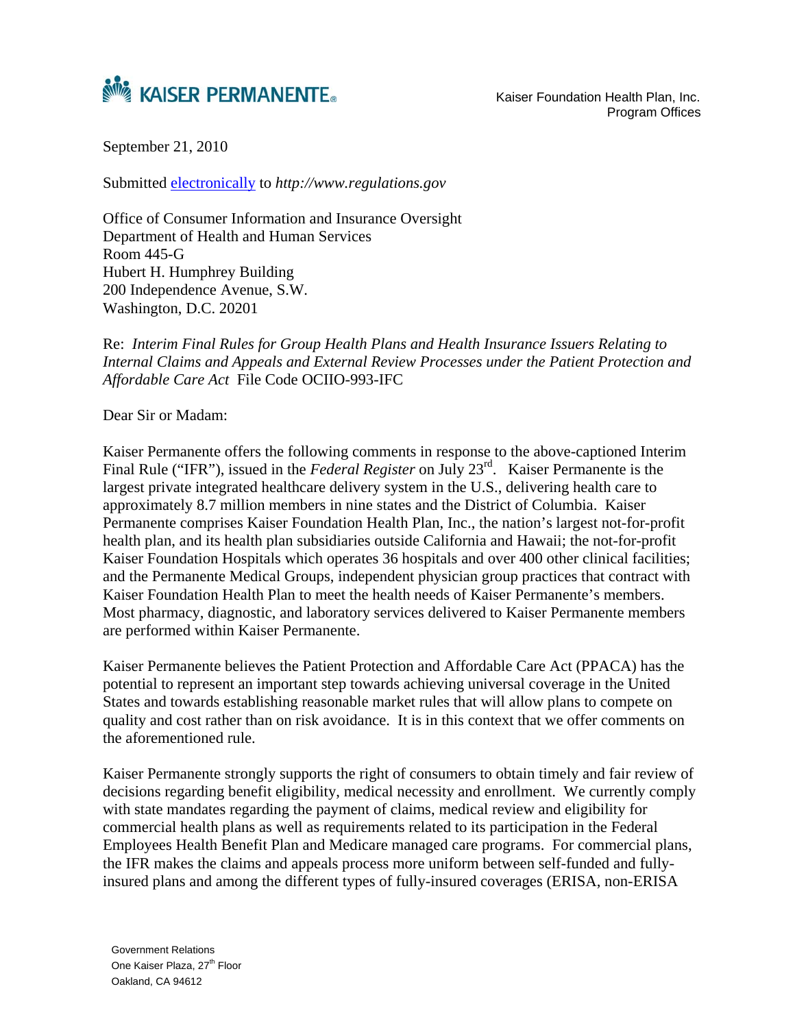KAISER PERMANENTE®

Kaiser Foundation Health Plan, Inc.
Program Offices

September 21, 2010

Submitted electronically to *http://www.regulations.gov*

Office of Consumer Information and Insurance Oversight
Department of Health and Human Services
Room 445-G
Hubert H. Humphrey Building
200 Independence Avenue, S.W.
Washington, D.C. 20201

Re: *Interim Final Rules for Group Health Plans and Health Insurance Issuers Relating to Internal Claims and Appeals and External Review Processes under the Patient Protection and Affordable Care Act* File Code OCIIO-993-IFC

Dear Sir or Madam:

Kaiser Permanente offers the following comments in response to the above-captioned Interim Final Rule ("IFR"), issued in the *Federal Register* on July 23rd. Kaiser Permanente is the largest private integrated healthcare delivery system in the U.S., delivering health care to approximately 8.7 million members in nine states and the District of Columbia. Kaiser Permanente comprises Kaiser Foundation Health Plan, Inc., the nation's largest not-for-profit health plan, and its health plan subsidiaries outside California and Hawaii; the not-for-profit Kaiser Foundation Hospitals which operates 36 hospitals and over 400 other clinical facilities; and the Permanente Medical Groups, independent physician group practices that contract with Kaiser Foundation Health Plan to meet the health needs of Kaiser Permanente's members. Most pharmacy, diagnostic, and laboratory services delivered to Kaiser Permanente members are performed within Kaiser Permanente.

Kaiser Permanente believes the Patient Protection and Affordable Care Act (PPACA) has the potential to represent an important step towards achieving universal coverage in the United States and towards establishing reasonable market rules that will allow plans to compete on quality and cost rather than on risk avoidance. It is in this context that we offer comments on the aforementioned rule.

Kaiser Permanente strongly supports the right of consumers to obtain timely and fair review of decisions regarding benefit eligibility, medical necessity and enrollment. We currently comply with state mandates regarding the payment of claims, medical review and eligibility for commercial health plans as well as requirements related to its participation in the Federal Employees Health Benefit Plan and Medicare managed care programs. For commercial plans, the IFR makes the claims and appeals process more uniform between self-funded and fully-insured plans and among the different types of fully-insured coverages (ERISA, non-ERISA

Government Relations
One Kaiser Plaza, 27th Floor
Oakland, CA 94612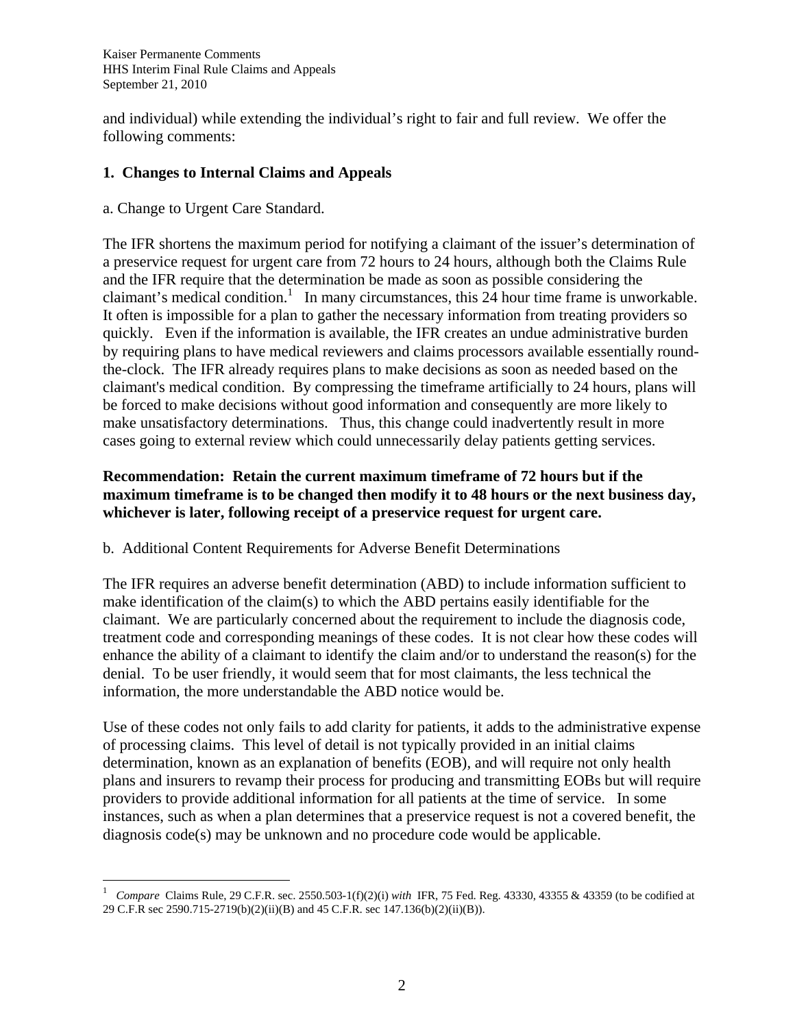and individual) while extending the individual's right to fair and full review. We offer the following comments:

## 1. Changes to Internal Claims and Appeals

a. Change to Urgent Care Standard.

The IFR shortens the maximum period for notifying a claimant of the issuer's determination of a preservice request for urgent care from 72 hours to 24 hours, although both the Claims Rule and the IFR require that the determination be made as soon as possible considering the claimant's medical condition.[1] In many circumstances, this 24 hour time frame is unworkable. It often is impossible for a plan to gather the necessary information from treating providers so quickly. Even if the information is available, the IFR creates an undue administrative burden by requiring plans to have medical reviewers and claims processors available essentially round-the-clock. The IFR already requires plans to make decisions as soon as needed based on the claimant's medical condition. By compressing the timeframe artificially to 24 hours, plans will be forced to make decisions without good information and consequently are more likely to make unsatisfactory determinations. Thus, this change could inadvertently result in more cases going to external review which could unnecessarily delay patients getting services.

**Recommendation: Retain the current maximum timeframe of 72 hours but if the maximum timeframe is to be changed then modify it to 48 hours or the next business day, whichever is later, following receipt of a preservice request for urgent care.**

b. Additional Content Requirements for Adverse Benefit Determinations

The IFR requires an adverse benefit determination (ABD) to include information sufficient to make identification of the claim(s) to which the ABD pertains easily identifiable for the claimant. We are particularly concerned about the requirement to include the diagnosis code, treatment code and corresponding meanings of these codes. It is not clear how these codes will enhance the ability of a claimant to identify the claim and/or to understand the reason(s) for the denial. To be user friendly, it would seem that for most claimants, the less technical the information, the more understandable the ABD notice would be.

Use of these codes not only fails to add clarity for patients, it adds to the administrative expense of processing claims. This level of detail is not typically provided in an initial claims determination, known as an explanation of benefits (EOB), and will require not only health plans and insurers to revamp their process for producing and transmitting EOBs but will require providers to provide additional information for all patients at the time of service. In some instances, such as when a plan determines that a preservice request is not a covered benefit, the diagnosis code(s) may be unknown and no procedure code would be applicable.

---

[1] *Compare* Claims Rule, 29 C.F.R. sec. 2550.503-1(f)(2)(i) *with* IFR, 75 Fed. Reg. 43330, 43355 & 43359 (to be codified at 29 C.F.R sec 2590.715-2719(b)(2)(ii)(B) and 45 C.F.R. sec 147.136(b)(2)(ii)(B)).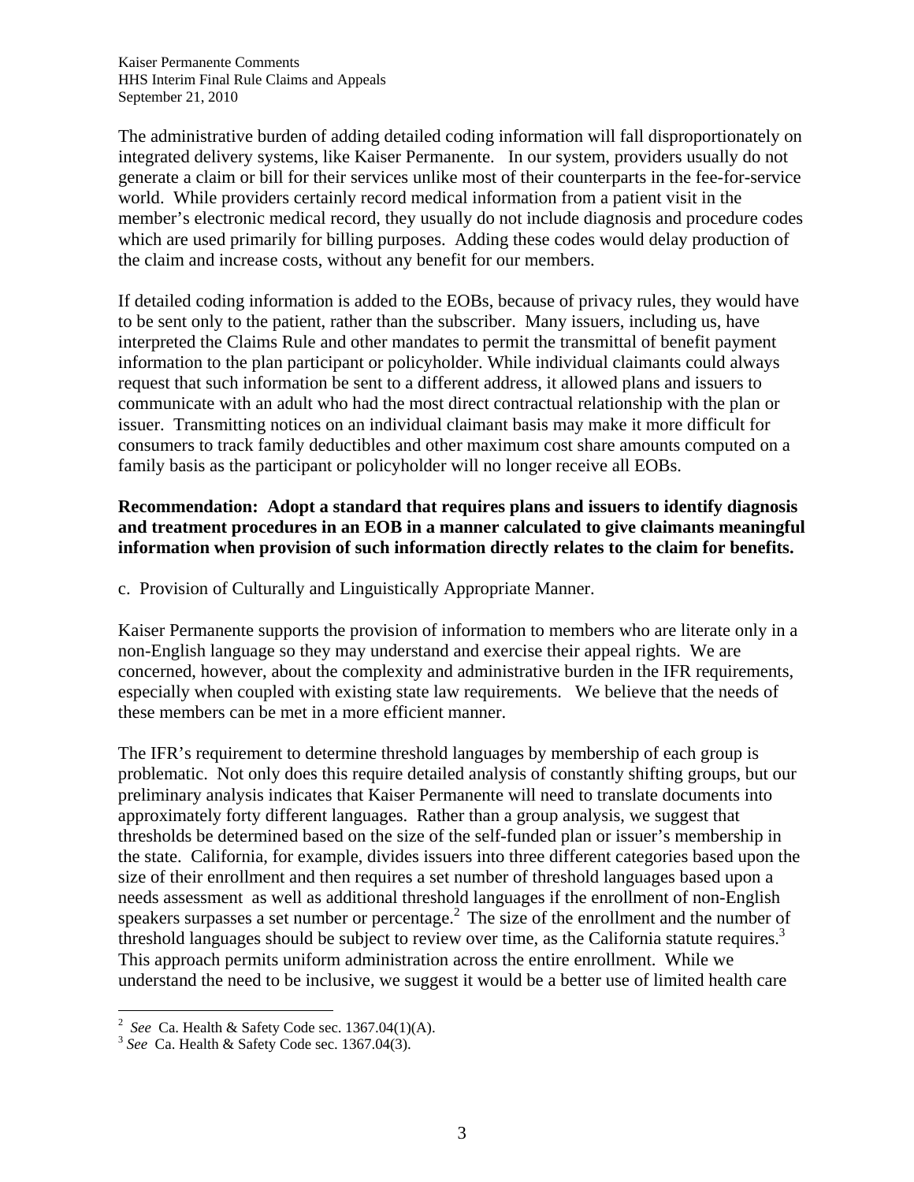The administrative burden of adding detailed coding information will fall disproportionately on integrated delivery systems, like Kaiser Permanente. In our system, providers usually do not generate a claim or bill for their services unlike most of their counterparts in the fee-for-service world. While providers certainly record medical information from a patient visit in the member's electronic medical record, they usually do not include diagnosis and procedure codes which are used primarily for billing purposes. Adding these codes would delay production of the claim and increase costs, without any benefit for our members.

If detailed coding information is added to the EOBs, because of privacy rules, they would have to be sent only to the patient, rather than the subscriber. Many issuers, including us, have interpreted the Claims Rule and other mandates to permit the transmittal of benefit payment information to the plan participant or policyholder. While individual claimants could always request that such information be sent to a different address, it allowed plans and issuers to communicate with an adult who had the most direct contractual relationship with the plan or issuer. Transmitting notices on an individual claimant basis may make it more difficult for consumers to track family deductibles and other maximum cost share amounts computed on a family basis as the participant or policyholder will no longer receive all EOBs.

**Recommendation: Adopt a standard that requires plans and issuers to identify diagnosis and treatment procedures in an EOB in a manner calculated to give claimants meaningful information when provision of such information directly relates to the claim for benefits.**

c. Provision of Culturally and Linguistically Appropriate Manner.

Kaiser Permanente supports the provision of information to members who are literate only in a non-English language so they may understand and exercise their appeal rights. We are concerned, however, about the complexity and administrative burden in the IFR requirements, especially when coupled with existing state law requirements. We believe that the needs of these members can be met in a more efficient manner.

The IFR's requirement to determine threshold languages by membership of each group is problematic. Not only does this require detailed analysis of constantly shifting groups, but our preliminary analysis indicates that Kaiser Permanente will need to translate documents into approximately forty different languages. Rather than a group analysis, we suggest that thresholds be determined based on the size of the self-funded plan or issuer's membership in the state. California, for example, divides issuers into three different categories based upon the size of their enrollment and then requires a set number of threshold languages based upon a needs assessment as well as additional threshold languages if the enrollment of non-English speakers surpasses a set number or percentage.[2] The size of the enrollment and the number of threshold languages should be subject to review over time, as the California statute requires.[3] This approach permits uniform administration across the entire enrollment. While we understand the need to be inclusive, we suggest it would be a better use of limited health care

[2] *See* Ca. Health & Safety Code sec. 1367.04(1)(A).

[3] *See* Ca. Health & Safety Code sec. 1367.04(3).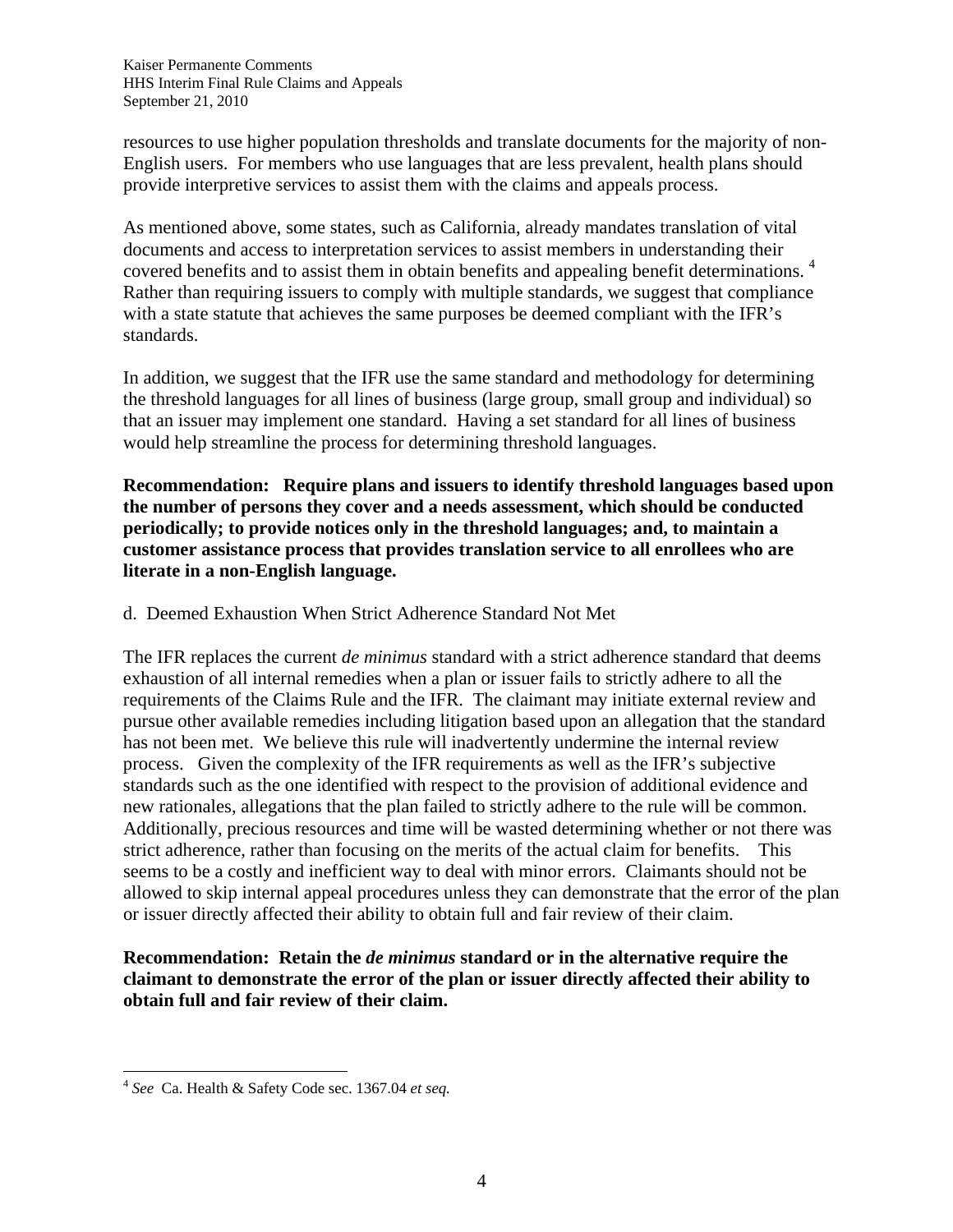resources to use higher population thresholds and translate documents for the majority of non-English users. For members who use languages that are less prevalent, health plans should provide interpretive services to assist them with the claims and appeals process.

As mentioned above, some states, such as California, already mandates translation of vital documents and access to interpretation services to assist members in understanding their covered benefits and to assist them in obtain benefits and appealing benefit determinations. [4] Rather than requiring issuers to comply with multiple standards, we suggest that compliance with a state statute that achieves the same purposes be deemed compliant with the IFR's standards.

In addition, we suggest that the IFR use the same standard and methodology for determining the threshold languages for all lines of business (large group, small group and individual) so that an issuer may implement one standard. Having a set standard for all lines of business would help streamline the process for determining threshold languages.

**Recommendation: Require plans and issuers to identify threshold languages based upon the number of persons they cover and a needs assessment, which should be conducted periodically; to provide notices only in the threshold languages; and, to maintain a customer assistance process that provides translation service to all enrollees who are literate in a non-English language.**

d. Deemed Exhaustion When Strict Adherence Standard Not Met

The IFR replaces the current *de minimus* standard with a strict adherence standard that deems exhaustion of all internal remedies when a plan or issuer fails to strictly adhere to all the requirements of the Claims Rule and the IFR. The claimant may initiate external review and pursue other available remedies including litigation based upon an allegation that the standard has not been met. We believe this rule will inadvertently undermine the internal review process. Given the complexity of the IFR requirements as well as the IFR's subjective standards such as the one identified with respect to the provision of additional evidence and new rationales, allegations that the plan failed to strictly adhere to the rule will be common. Additionally, precious resources and time will be wasted determining whether or not there was strict adherence, rather than focusing on the merits of the actual claim for benefits. This seems to be a costly and inefficient way to deal with minor errors. Claimants should not be allowed to skip internal appeal procedures unless they can demonstrate that the error of the plan or issuer directly affected their ability to obtain full and fair review of their claim.

**Recommendation: Retain the *de minimus* standard or in the alternative require the claimant to demonstrate the error of the plan or issuer directly affected their ability to obtain full and fair review of their claim.**

---

[4] *See* Ca. Health & Safety Code sec. 1367.04 *et seq.*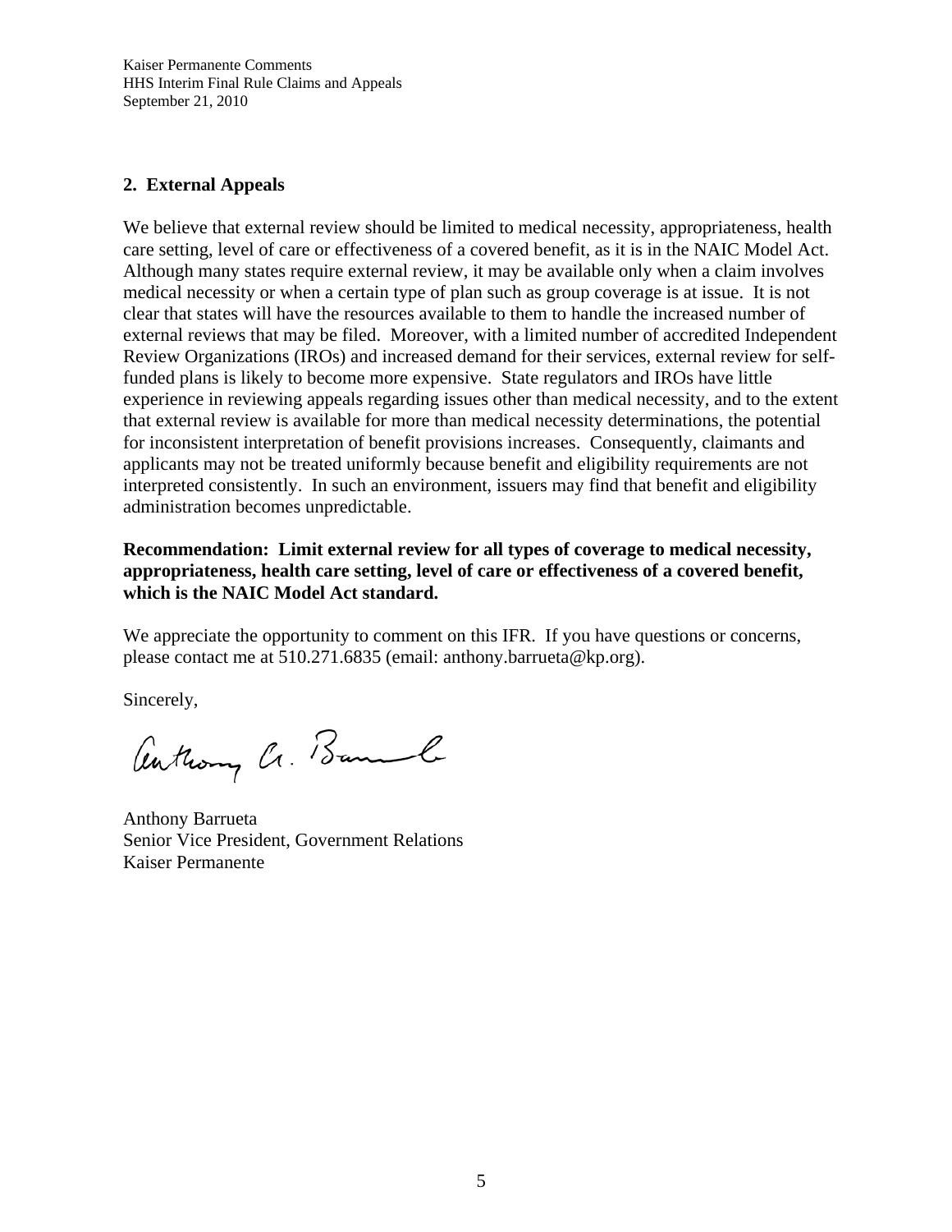## 2. External Appeals

We believe that external review should be limited to medical necessity, appropriateness, health care setting, level of care or effectiveness of a covered benefit, as it is in the NAIC Model Act. Although many states require external review, it may be available only when a claim involves medical necessity or when a certain type of plan such as group coverage is at issue. It is not clear that states will have the resources available to them to handle the increased number of external reviews that may be filed. Moreover, with a limited number of accredited Independent Review Organizations (IROs) and increased demand for their services, external review for self-funded plans is likely to become more expensive. State regulators and IROs have little experience in reviewing appeals regarding issues other than medical necessity, and to the extent that external review is available for more than medical necessity determinations, the potential for inconsistent interpretation of benefit provisions increases. Consequently, claimants and applicants may not be treated uniformly because benefit and eligibility requirements are not interpreted consistently. In such an environment, issuers may find that benefit and eligibility administration becomes unpredictable.

**Recommendation: Limit external review for all types of coverage to medical necessity, appropriateness, health care setting, level of care or effectiveness of a covered benefit, which is the NAIC Model Act standard.**

We appreciate the opportunity to comment on this IFR. If you have questions or concerns, please contact me at 510.271.6835 (email: anthony.barrueta@kp.org).

Sincerely,

Anthony A. Barrueta

Anthony Barrueta
Senior Vice President, Government Relations
Kaiser Permanente